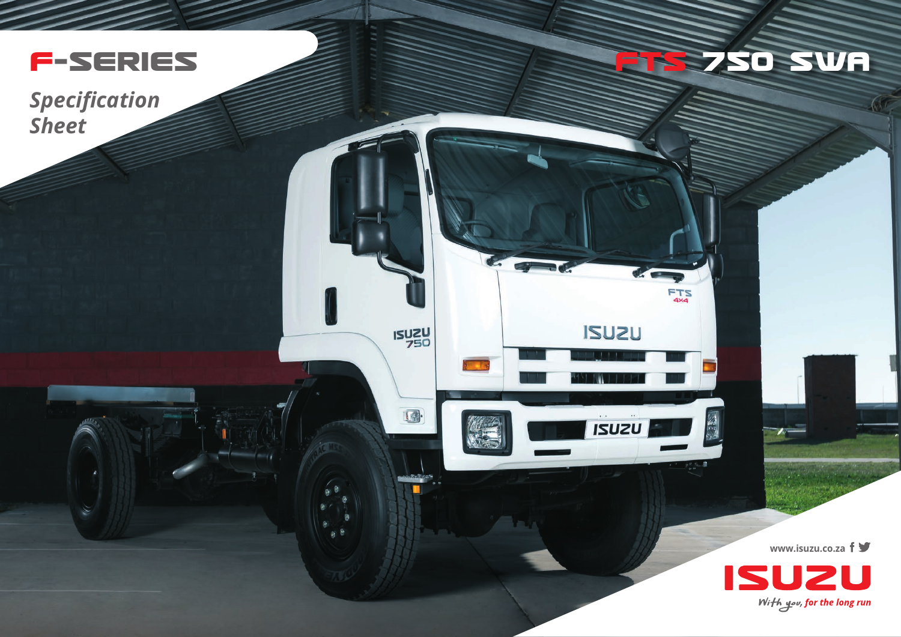# F-SERIES

*Specification Sheet*

# FTS 750 SWA

www.isuzu.co.za

ISUZU

*With you, for the long run*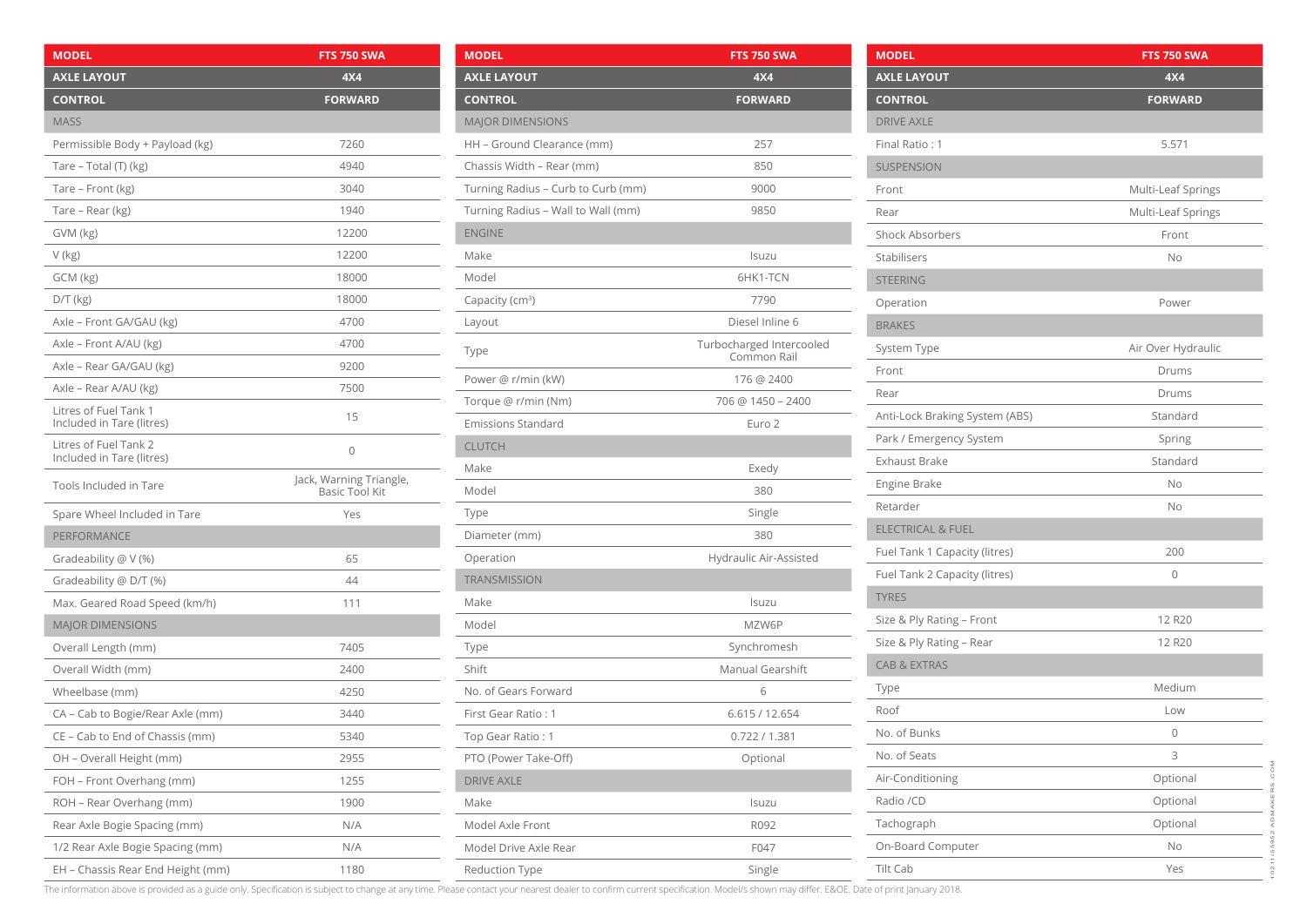| MODEL | FTS 750 SWA |
|---|---|
| AXLE LAYOUT | 4X4 |
| CONTROL | FORWARD |
| MASS | |
| Permissible Body + Payload (kg) | 7260 |
| Tare – Total (T) (kg) | 4940 |
| Tare – Front (kg) | 3040 |
| Tare – Rear (kg) | 1940 |
| GVM (kg) | 12200 |
| V (kg) | 12200 |
| GCM (kg) | 18000 |
| D/T (kg) | 18000 |
| Axle – Front GA/GAU (kg) | 4700 |
| Axle – Front A/AU (kg) | 4700 |
| Axle – Rear GA/GAU (kg) | 9200 |
| Axle – Rear A/AU (kg) | 7500 |
| Litres of Fuel Tank 1 Included in Tare (litres) | 15 |
| Litres of Fuel Tank 2 Included in Tare (litres) | 0 |
| Tools Included in Tare | Jack, Warning Triangle, Basic Tool Kit |
| Spare Wheel Included in Tare | Yes |
| PERFORMANCE | |
| Gradeability @ V (%) | 65 |
| Gradeability @ D/T (%) | 44 |
| Max. Geared Road Speed (km/h) | 111 |
| MAJOR DIMENSIONS | |
| Overall Length (mm) | 7405 |
| Overall Width (mm) | 2400 |
| Wheelbase (mm) | 4250 |
| CA – Cab to Bogie/Rear Axle (mm) | 3440 |
| CE – Cab to End of Chassis (mm) | 5340 |
| OH – Overall Height (mm) | 2955 |
| FOH – Front Overhang (mm) | 1255 |
| ROH – Rear Overhang (mm) | 1900 |
| Rear Axle Bogie Spacing (mm) | N/A |
| 1/2 Rear Axle Bogie Spacing (mm) | N/A |
| EH – Chassis Rear End Height (mm) | 1180 |

| MODEL | FTS 750 SWA |
|---|---|
| AXLE LAYOUT | 4X4 |
| CONTROL | FORWARD |
| MAJOR DIMENSIONS | |
| HH – Ground Clearance (mm) | 257 |
| Chassis Width – Rear (mm) | 850 |
| Turning Radius – Curb to Curb (mm) | 9000 |
| Turning Radius – Wall to Wall (mm) | 9850 |
| ENGINE | |
| Make | Isuzu |
| Model | 6HK1-TCN |
| Capacity (cm³) | 7790 |
| Layout | Diesel Inline 6 |
| Type | Turbocharged Intercooled Common Rail |
| Power @ r/min (kW) | 176 @ 2400 |
| Torque @ r/min (Nm) | 706 @ 1450 – 2400 |
| Emissions Standard | Euro 2 |
| CLUTCH | |
| Make | Exedy |
| Model | 380 |
| Type | Single |
| Diameter (mm) | 380 |
| Operation | Hydraulic Air-Assisted |
| TRANSMISSION | |
| Make | Isuzu |
| Model | MZW6P |
| Type | Synchromesh |
| Shift | Manual Gearshift |
| No. of Gears Forward | 6 |
| First Gear Ratio : 1 | 6.615 / 12.654 |
| Top Gear Ratio : 1 | 0.722 / 1.381 |
| PTO (Power Take-Off) | Optional |
| DRIVE AXLE | |
| Make | Isuzu |
| Model Axle Front | R092 |
| Model Drive Axle Rear | F047 |
| Reduction Type | Single |

| MODEL | FTS 750 SWA |
|---|---|
| AXLE LAYOUT | 4X4 |
| CONTROL | FORWARD |
| DRIVE AXLE | |
| Final Ratio : 1 | 5.571 |
| SUSPENSION | |
| Front | Multi-Leaf Springs |
| Rear | Multi-Leaf Springs |
| Shock Absorbers | Front |
| Stabilisers | No |
| STEERING | |
| Operation | Power |
| BRAKES | |
| System Type | Air Over Hydraulic |
| Front | Drums |
| Rear | Drums |
| Anti-Lock Braking System (ABS) | Standard |
| Park / Emergency System | Spring |
| Exhaust Brake | Standard |
| Engine Brake | No |
| Retarder | No |
| ELECTRICAL & FUEL | |
| Fuel Tank 1 Capacity (litres) | 200 |
| Fuel Tank 2 Capacity (litres) | 0 |
| TYRES | |
| Size & Ply Rating – Front | 12 R20 |
| Size & Ply Rating – Rear | 12 R20 |
| CAB & EXTRAS | |
| Type | Medium |
| Roof | Low |
| No. of Bunks | 0 |
| No. of Seats | 3 |
| Air-Conditioning | Optional |
| Radio /CD | Optional |
| Tachograph | Optional |
| On-Board Computer | No |
| Tilt Cab | Yes |

The information above is provided as a guide only. Specification is subject to change at any time. Please contact your nearest dealer to confirm current specification. Model/s shown may differ. E&OE. Date of print January 2018.